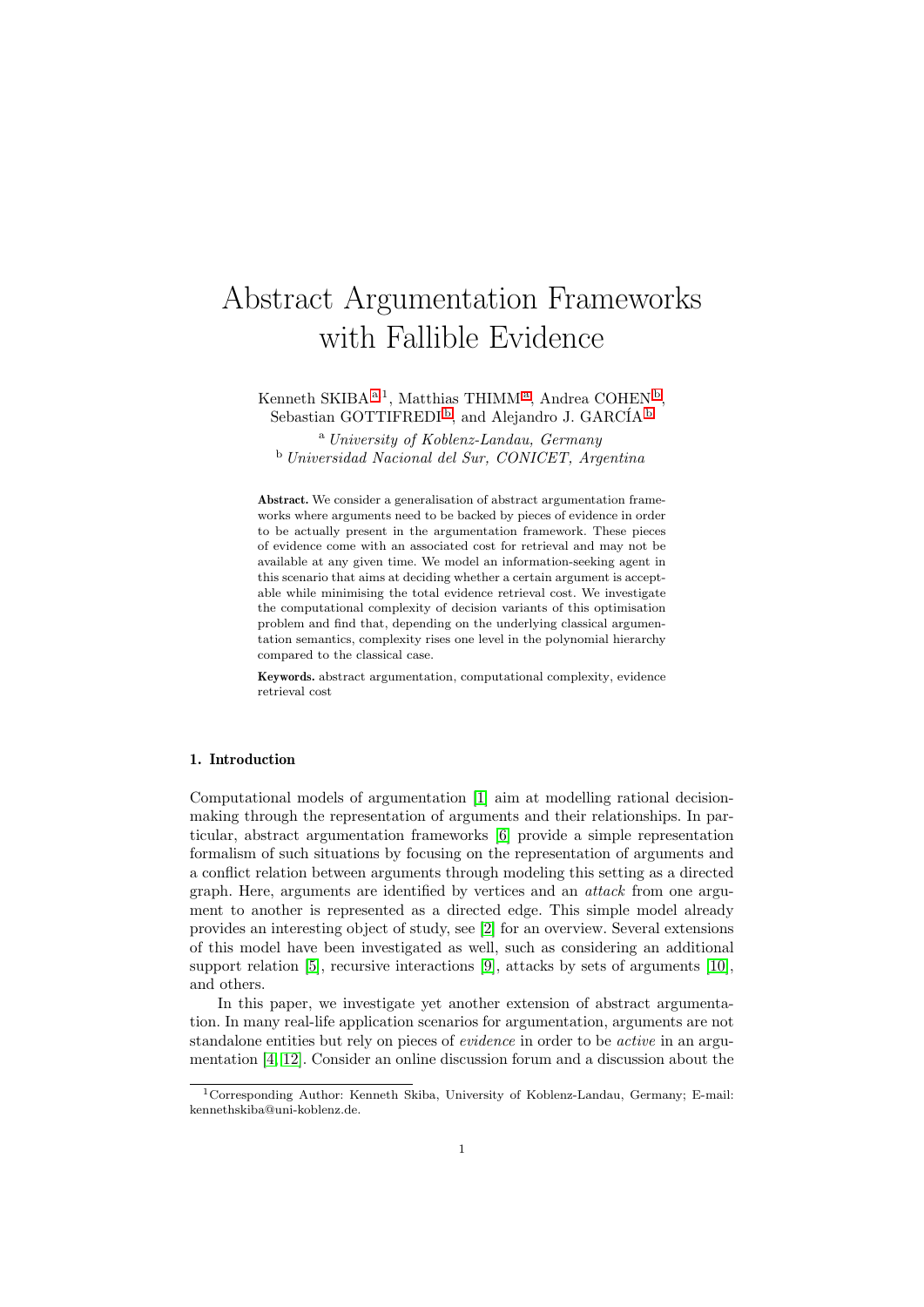# Abstract Argumentation Frameworks with Fallible Evidence

Kenneth SKIBA [a] [1], Matthias THIMM [a], Andrea COHEN [b], Sebastian GOTTIFREDI [b], and Alejandro J. GARCÍA [b]

[a] *University of Koblenz-Landau, Germany*
[b] *Universidad Nacional del Sur, CONICET, Argentina*

**Abstract.** We consider a generalisation of abstract argumentation frameworks where arguments need to be backed by pieces of evidence in order to be actually present in the argumentation framework. These pieces of evidence come with an associated cost for retrieval and may not be available at any given time. We model an information-seeking agent in this scenario that aims at deciding whether a certain argument is acceptable while minimising the total evidence retrieval cost. We investigate the computational complexity of decision variants of this optimisation problem and find that, depending on the underlying classical argumentation semantics, complexity rises one level in the polynomial hierarchy compared to the classical case.

**Keywords.** abstract argumentation, computational complexity, evidence retrieval cost

## 1. Introduction

Computational models of argumentation [1] aim at modelling rational decision-making through the representation of arguments and their relationships. In particular, abstract argumentation frameworks [6] provide a simple representation formalism of such situations by focusing on the representation of arguments and a conflict relation between arguments through modeling this setting as a directed graph. Here, arguments are identified by vertices and an *attack* from one argument to another is represented as a directed edge. This simple model already provides an interesting object of study, see [2] for an overview. Several extensions of this model have been investigated as well, such as considering an additional support relation [5], recursive interactions [9], attacks by sets of arguments [10], and others.

In this paper, we investigate yet another extension of abstract argumentation. In many real-life application scenarios for argumentation, arguments are not standalone entities but rely on pieces of *evidence* in order to be *active* in an argumentation [4,12]. Consider an online discussion forum and a discussion about the

[1] Corresponding Author: Kenneth Skiba, University of Koblenz-Landau, Germany; E-mail: kennethskiba@uni-koblenz.de.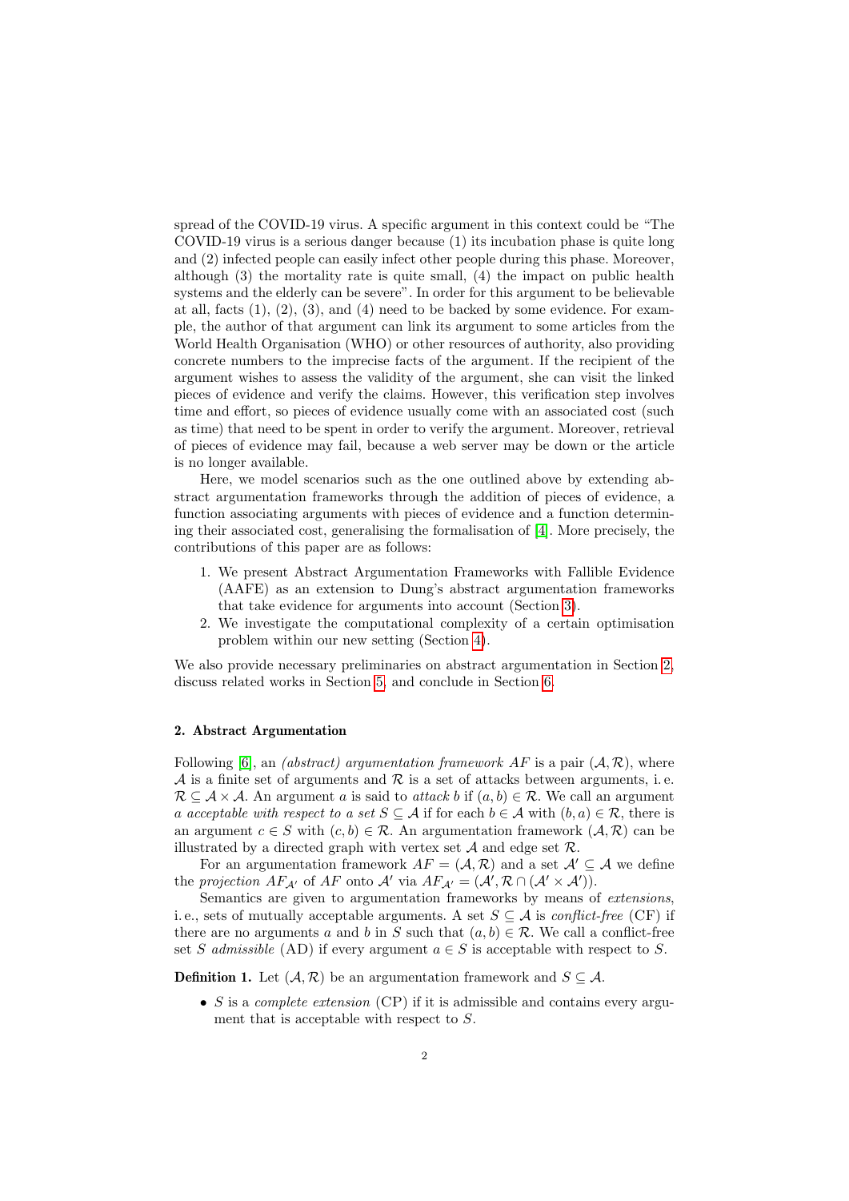spread of the COVID-19 virus. A specific argument in this context could be "The COVID-19 virus is a serious danger because (1) its incubation phase is quite long and (2) infected people can easily infect other people during this phase. Moreover, although (3) the mortality rate is quite small, (4) the impact on public health systems and the elderly can be severe". In order for this argument to be believable at all, facts (1), (2), (3), and (4) need to be backed by some evidence. For example, the author of that argument can link its argument to some articles from the World Health Organisation (WHO) or other resources of authority, also providing concrete numbers to the imprecise facts of the argument. If the recipient of the argument wishes to assess the validity of the argument, she can visit the linked pieces of evidence and verify the claims. However, this verification step involves time and effort, so pieces of evidence usually come with an associated cost (such as time) that need to be spent in order to verify the argument. Moreover, retrieval of pieces of evidence may fail, because a web server may be down or the article is no longer available.

Here, we model scenarios such as the one outlined above by extending abstract argumentation frameworks through the addition of pieces of evidence, a function associating arguments with pieces of evidence and a function determining their associated cost, generalising the formalisation of [4]. More precisely, the contributions of this paper are as follows:

1. We present Abstract Argumentation Frameworks with Fallible Evidence (AAFE) as an extension to Dung's abstract argumentation frameworks that take evidence for arguments into account (Section 3).
2. We investigate the computational complexity of a certain optimisation problem within our new setting (Section 4).

We also provide necessary preliminaries on abstract argumentation in Section 2, discuss related works in Section 5, and conclude in Section 6.

## 2. Abstract Argumentation

Following [6], an *(abstract) argumentation framework* $AF$ is a pair $(\mathcal{A}, \mathcal{R})$, where $\mathcal{A}$ is a finite set of arguments and $\mathcal{R}$ is a set of attacks between arguments, i. e. $\mathcal{R} \subseteq \mathcal{A} \times \mathcal{A}$. An argument $a$ is said to *attack* $b$ if $(a, b) \in \mathcal{R}$. We call an argument $a$ *acceptable with respect to a set* $S \subseteq \mathcal{A}$ if for each $b \in \mathcal{A}$ with $(b, a) \in \mathcal{R}$, there is an argument $c \in S$ with $(c, b) \in \mathcal{R}$. An argumentation framework $(\mathcal{A}, \mathcal{R})$ can be illustrated by a directed graph with vertex set $\mathcal{A}$ and edge set $\mathcal{R}$.

For an argumentation framework $AF = (\mathcal{A}, \mathcal{R})$ and a set $\mathcal{A}' \subseteq \mathcal{A}$ we define the *projection* $AF_{\mathcal{A}'}$ of $AF$ onto $\mathcal{A}'$ via $AF_{\mathcal{A}'} = (\mathcal{A}', \mathcal{R} \cap (\mathcal{A}' \times \mathcal{A}'))$.

Semantics are given to argumentation frameworks by means of *extensions*, i. e., sets of mutually acceptable arguments. A set $S \subseteq \mathcal{A}$ is *conflict-free* (CF) if there are no arguments $a$ and $b$ in $S$ such that $(a, b) \in \mathcal{R}$. We call a conflict-free set $S$ *admissible* (AD) if every argument $a \in S$ is acceptable with respect to $S$.

**Definition 1.** Let $(\mathcal{A}, \mathcal{R})$ be an argumentation framework and $S \subseteq \mathcal{A}$.

- $S$ is a *complete extension* (CP) if it is admissible and contains every argument that is acceptable with respect to $S$.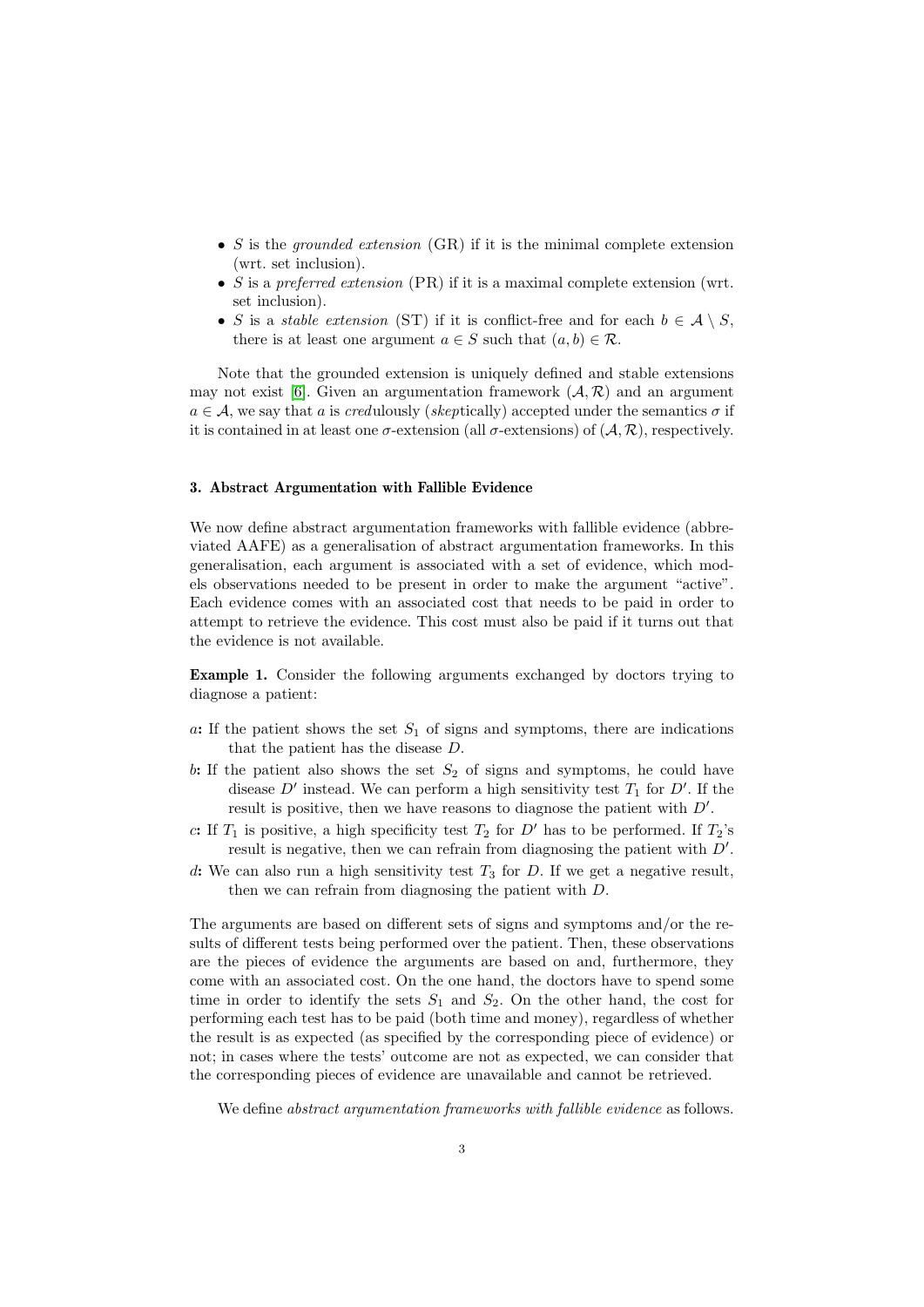- $S$ is the *grounded extension* (GR) if it is the minimal complete extension (wrt. set inclusion).
- $S$ is a *preferred extension* (PR) if it is a maximal complete extension (wrt. set inclusion).
- $S$ is a *stable extension* (ST) if it is conflict-free and for each $b \in \mathcal{A} \setminus S$, there is at least one argument $a \in S$ such that $(a, b) \in \mathcal{R}$.

Note that the grounded extension is uniquely defined and stable extensions may not exist [6]. Given an argumentation framework $(\mathcal{A}, \mathcal{R})$ and an argument $a \in \mathcal{A}$, we say that $a$ is *cred*ulously (*skep*tically) accepted under the semantics $\sigma$ if it is contained in at least one $\sigma$-extension (all $\sigma$-extensions) of $(\mathcal{A}, \mathcal{R})$, respectively.

### 3. Abstract Argumentation with Fallible Evidence

We now define abstract argumentation frameworks with fallible evidence (abbreviated AAFE) as a generalisation of abstract argumentation frameworks. In this generalisation, each argument is associated with a set of evidence, which models observations needed to be present in order to make the argument "active". Each evidence comes with an associated cost that needs to be paid in order to attempt to retrieve the evidence. This cost must also be paid if it turns out that the evidence is not available.

**Example 1.** Consider the following arguments exchanged by doctors trying to diagnose a patient:

- $a$**:** If the patient shows the set $S_1$ of signs and symptoms, there are indications that the patient has the disease $D$.
- $b$**:** If the patient also shows the set $S_2$ of signs and symptoms, he could have disease $D'$ instead. We can perform a high sensitivity test $T_1$ for $D'$. If the result is positive, then we have reasons to diagnose the patient with $D'$.
- $c$**:** If $T_1$ is positive, a high specificity test $T_2$ for $D'$ has to be performed. If $T_2$'s result is negative, then we can refrain from diagnosing the patient with $D'$.
- $d$**:** We can also run a high sensitivity test $T_3$ for $D$. If we get a negative result, then we can refrain from diagnosing the patient with $D$.

The arguments are based on different sets of signs and symptoms and/or the results of different tests being performed over the patient. Then, these observations are the pieces of evidence the arguments are based on and, furthermore, they come with an associated cost. On the one hand, the doctors have to spend some time in order to identify the sets $S_1$ and $S_2$. On the other hand, the cost for performing each test has to be paid (both time and money), regardless of whether the result is as expected (as specified by the corresponding piece of evidence) or not; in cases where the tests' outcome are not as expected, we can consider that the corresponding pieces of evidence are unavailable and cannot be retrieved.

We define *abstract argumentation frameworks with fallible evidence* as follows.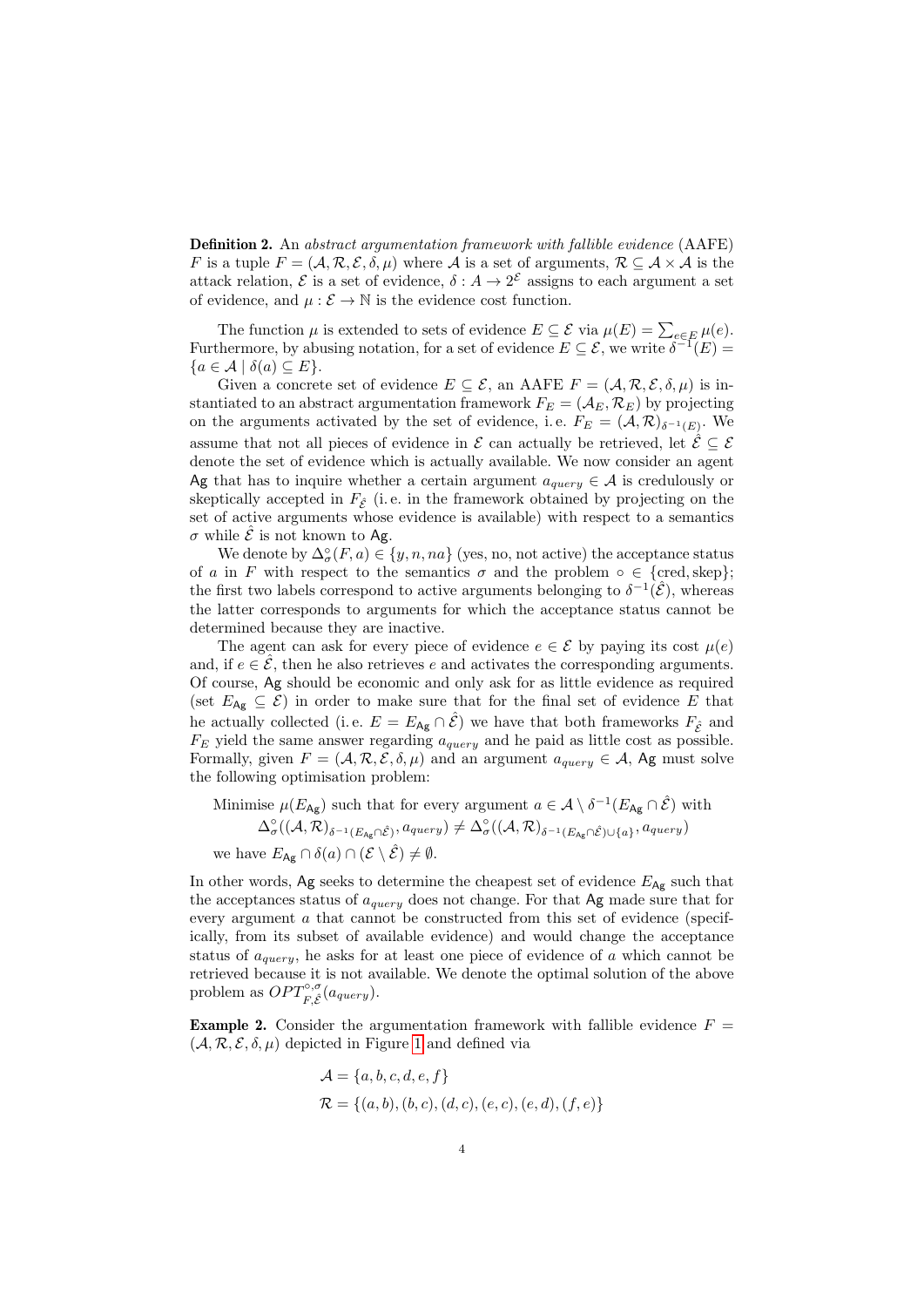**Definition 2.** An *abstract argumentation framework with fallible evidence* (AAFE) $F$ is a tuple $F = (\mathcal{A}, \mathcal{R}, \mathcal{E}, \delta, \mu)$ where $\mathcal{A}$ is a set of arguments, $\mathcal{R} \subseteq \mathcal{A} \times \mathcal{A}$ is the attack relation, $\mathcal{E}$ is a set of evidence, $\delta : A \to 2^{\mathcal{E}}$ assigns to each argument a set of evidence, and $\mu : \mathcal{E} \to \mathbb{N}$ is the evidence cost function.

The function $\mu$ is extended to sets of evidence $E \subseteq \mathcal{E}$ via $\mu(E) = \sum_{e \in E} \mu(e)$. Furthermore, by abusing notation, for a set of evidence $E \subseteq \mathcal{E}$, we write $\delta^{-1}(E) = \{a \in \mathcal{A} \mid \delta(a) \subseteq E\}$.

Given a concrete set of evidence $E \subseteq \mathcal{E}$, an AAFE $F = (\mathcal{A}, \mathcal{R}, \mathcal{E}, \delta, \mu)$ is instantiated to an abstract argumentation framework $F_E = (\mathcal{A}_E, \mathcal{R}_E)$ by projecting on the arguments activated by the set of evidence, i. e. $F_E = (\mathcal{A}, \mathcal{R})_{\delta^{-1}(E)}$. We assume that not all pieces of evidence in $\mathcal{E}$ can actually be retrieved, let $\hat{\mathcal{E}} \subseteq \mathcal{E}$ denote the set of evidence which is actually available. We now consider an agent $\mathsf{Ag}$ that has to inquire whether a certain argument $a_{query} \in \mathcal{A}$ is credulously or skeptically accepted in $F_{\hat{\mathcal{E}}}$ (i. e. in the framework obtained by projecting on the set of active arguments whose evidence is available) with respect to a semantics $\sigma$ while $\hat{\mathcal{E}}$ is not known to $\mathsf{Ag}$.

We denote by $\Delta^{\circ}_{\sigma}(F, a) \in \{y, n, na\}$ (yes, no, not active) the acceptance status of $a$ in $F$ with respect to the semantics $\sigma$ and the problem $\circ \in \{\text{cred}, \text{skep}\}$; the first two labels correspond to active arguments belonging to $\delta^{-1}(\hat{\mathcal{E}})$, whereas the latter corresponds to arguments for which the acceptance status cannot be determined because they are inactive.

The agent can ask for every piece of evidence $e \in \mathcal{E}$ by paying its cost $\mu(e)$ and, if $e \in \hat{\mathcal{E}}$, then he also retrieves $e$ and activates the corresponding arguments. Of course, $\mathsf{Ag}$ should be economic and only ask for as little evidence as required (set $E_{\mathsf{Ag}} \subseteq \mathcal{E}$) in order to make sure that for the final set of evidence $E$ that he actually collected (i. e. $E = E_{\mathsf{Ag}} \cap \hat{\mathcal{E}}$) we have that both frameworks $F_{\hat{\mathcal{E}}}$ and $F_E$ yield the same answer regarding $a_{query}$ and he paid as little cost as possible. Formally, given $F = (\mathcal{A}, \mathcal{R}, \mathcal{E}, \delta, \mu)$ and an argument $a_{query} \in \mathcal{A}$, $\mathsf{Ag}$ must solve the following optimisation problem:

$$
\begin{aligned}
&\text{Minimise } \mu(E_{\mathsf{Ag}}) \text{ such that for every argument } a \in \mathcal{A} \setminus \delta^{-1}(E_{\mathsf{Ag}} \cap \hat{\mathcal{E}}) \text{ with} \\
&\qquad \Delta^{\circ}_{\sigma}((\mathcal{A}, \mathcal{R})_{\delta^{-1}(E_{\mathsf{Ag}} \cap \hat{\mathcal{E}})}, a_{query}) \neq \Delta^{\circ}_{\sigma}((\mathcal{A}, \mathcal{R})_{\delta^{-1}(E_{\mathsf{Ag}} \cap \hat{\mathcal{E}}) \cup \{a\}}, a_{query}) \\
&\text{we have } E_{\mathsf{Ag}} \cap \delta(a) \cap (\mathcal{E} \setminus \hat{\mathcal{E}}) \neq \emptyset.
\end{aligned}
$$

In other words, $\mathsf{Ag}$ seeks to determine the cheapest set of evidence $E_{\mathsf{Ag}}$ such that the acceptances status of $a_{query}$ does not change. For that $\mathsf{Ag}$ made sure that for every argument $a$ that cannot be constructed from this set of evidence (specifically, from its subset of available evidence) and would change the acceptance status of $a_{query}$, he asks for at least one piece of evidence of $a$ which cannot be retrieved because it is not available. We denote the optimal solution of the above problem as $OPT^{\circ,\sigma}_{F,\hat{\mathcal{E}}}(a_{query})$.

**Example 2.** Consider the argumentation framework with fallible evidence $F = (\mathcal{A}, \mathcal{R}, \mathcal{E}, \delta, \mu)$ depicted in Figure 1 and defined via

$$
\begin{aligned}
\mathcal{A} &= \{a, b, c, d, e, f\} \\
\mathcal{R} &= \{(a, b), (b, c), (d, c), (e, c), (e, d), (f, e)\}
\end{aligned}
$$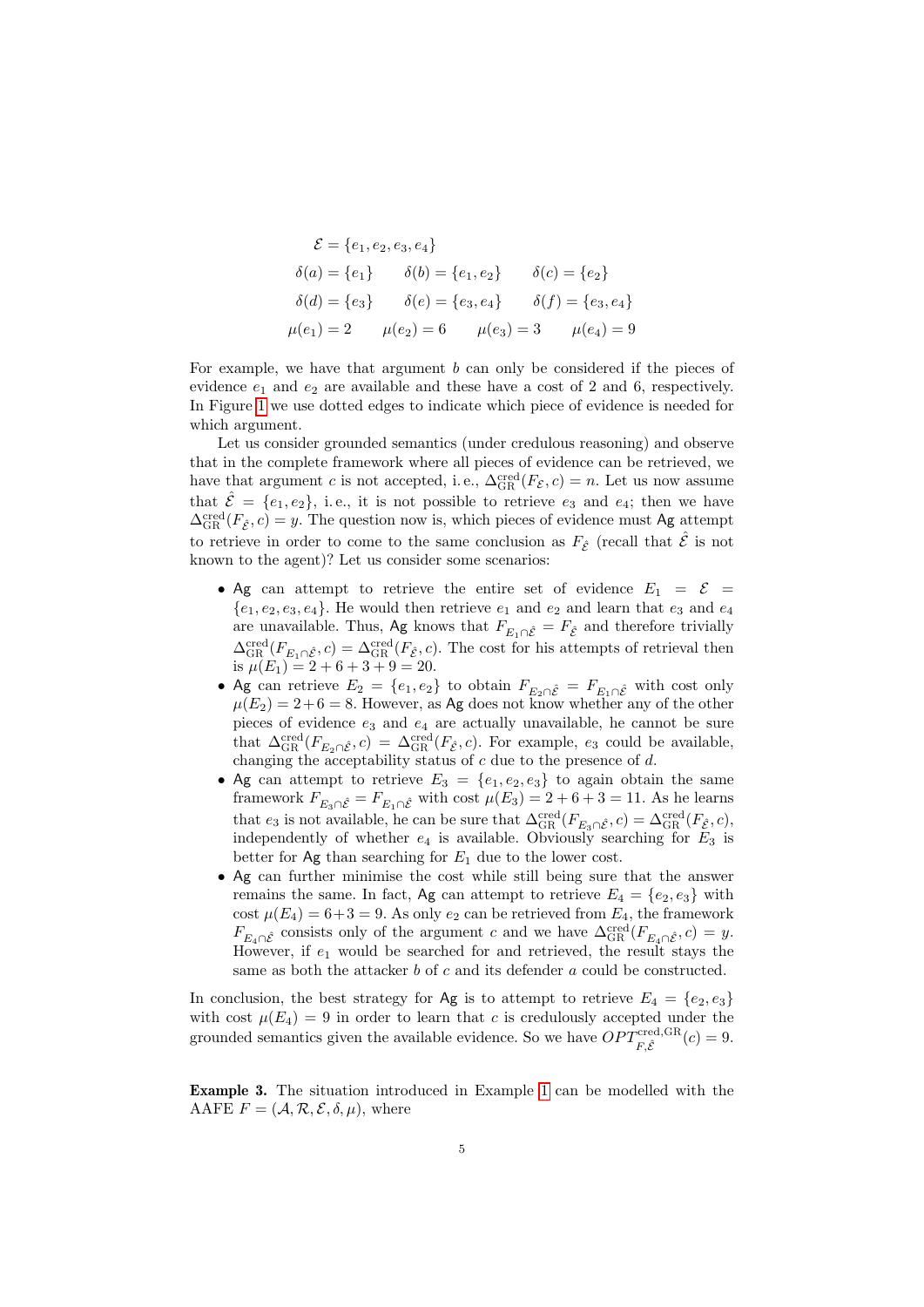$$\mathcal{E} = \{e_1, e_2, e_3, e_4\}$$

$$\delta(a) = \{e_1\} \qquad \delta(b) = \{e_1, e_2\} \qquad \delta(c) = \{e_2\}$$

$$\delta(d) = \{e_3\} \qquad \delta(e) = \{e_3, e_4\} \qquad \delta(f) = \{e_3, e_4\}$$

$$\mu(e_1) = 2 \qquad \mu(e_2) = 6 \qquad \mu(e_3) = 3 \qquad \mu(e_4) = 9$$

For example, we have that argument $b$ can only be considered if the pieces of evidence $e_1$ and $e_2$ are available and these have a cost of 2 and 6, respectively. In Figure 1 we use dotted edges to indicate which piece of evidence is needed for which argument.

Let us consider grounded semantics (under credulous reasoning) and observe that in the complete framework where all pieces of evidence can be retrieved, we have that argument $c$ is not accepted, i. e., $\Delta^{\text{cred}}_{\text{GR}}(F_{\mathcal{E}}, c) = n$. Let us now assume that $\hat{\mathcal{E}} = \{e_1, e_2\}$, i. e., it is not possible to retrieve $e_3$ and $e_4$; then we have $\Delta^{\text{cred}}_{\text{GR}}(F_{\hat{\mathcal{E}}}, c) = y$. The question now is, which pieces of evidence must Ag attempt to retrieve in order to come to the same conclusion as $F_{\hat{\mathcal{E}}}$ (recall that $\hat{\mathcal{E}}$ is not known to the agent)? Let us consider some scenarios:

- Ag can attempt to retrieve the entire set of evidence $E_1 = \mathcal{E} = \{e_1, e_2, e_3, e_4\}$. He would then retrieve $e_1$ and $e_2$ and learn that $e_3$ and $e_4$ are unavailable. Thus, Ag knows that $F_{E_1 \cap \hat{\mathcal{E}}} = F_{\hat{\mathcal{E}}}$ and therefore trivially $\Delta^{\text{cred}}_{\text{GR}}(F_{E_1 \cap \hat{\mathcal{E}}}, c) = \Delta^{\text{cred}}_{\text{GR}}(F_{\hat{\mathcal{E}}}, c)$. The cost for his attempts of retrieval then is $\mu(E_1) = 2 + 6 + 3 + 9 = 20$.
- Ag can retrieve $E_2 = \{e_1, e_2\}$ to obtain $F_{E_2 \cap \hat{\mathcal{E}}} = F_{E_1 \cap \hat{\mathcal{E}}}$ with cost only $\mu(E_2) = 2 + 6 = 8$. However, as Ag does not know whether any of the other pieces of evidence $e_3$ and $e_4$ are actually unavailable, he cannot be sure that $\Delta^{\text{cred}}_{\text{GR}}(F_{E_2 \cap \hat{\mathcal{E}}}, c) = \Delta^{\text{cred}}_{\text{GR}}(F_{\hat{\mathcal{E}}}, c)$. For example, $e_3$ could be available, changing the acceptability status of $c$ due to the presence of $d$.
- Ag can attempt to retrieve $E_3 = \{e_1, e_2, e_3\}$ to again obtain the same framework $F_{E_3 \cap \hat{\mathcal{E}}} = F_{E_1 \cap \hat{\mathcal{E}}}$ with cost $\mu(E_3) = 2 + 6 + 3 = 11$. As he learns that $e_3$ is not available, he can be sure that $\Delta^{\text{cred}}_{\text{GR}}(F_{E_3 \cap \hat{\mathcal{E}}}, c) = \Delta^{\text{cred}}_{\text{GR}}(F_{\hat{\mathcal{E}}}, c)$, independently of whether $e_4$ is available. Obviously searching for $E_3$ is better for Ag than searching for $E_1$ due to the lower cost.
- Ag can further minimise the cost while still being sure that the answer remains the same. In fact, Ag can attempt to retrieve $E_4 = \{e_2, e_3\}$ with cost $\mu(E_4) = 6 + 3 = 9$. As only $e_2$ can be retrieved from $E_4$, the framework $F_{E_4 \cap \hat{\mathcal{E}}}$ consists only of the argument $c$ and we have $\Delta^{\text{cred}}_{\text{GR}}(F_{E_4 \cap \hat{\mathcal{E}}}, c) = y$. However, if $e_1$ would be searched for and retrieved, the result stays the same as both the attacker $b$ of $c$ and its defender $a$ could be constructed.

In conclusion, the best strategy for Ag is to attempt to retrieve $E_4 = \{e_2, e_3\}$ with cost $\mu(E_4) = 9$ in order to learn that $c$ is credulously accepted under the grounded semantics given the available evidence. So we have $OPT^{\text{cred,GR}}_{F,\hat{\mathcal{E}}}(c) = 9$.

**Example 3.** The situation introduced in Example 1 can be modelled with the AAFE $F = (\mathcal{A}, \mathcal{R}, \mathcal{E}, \delta, \mu)$, where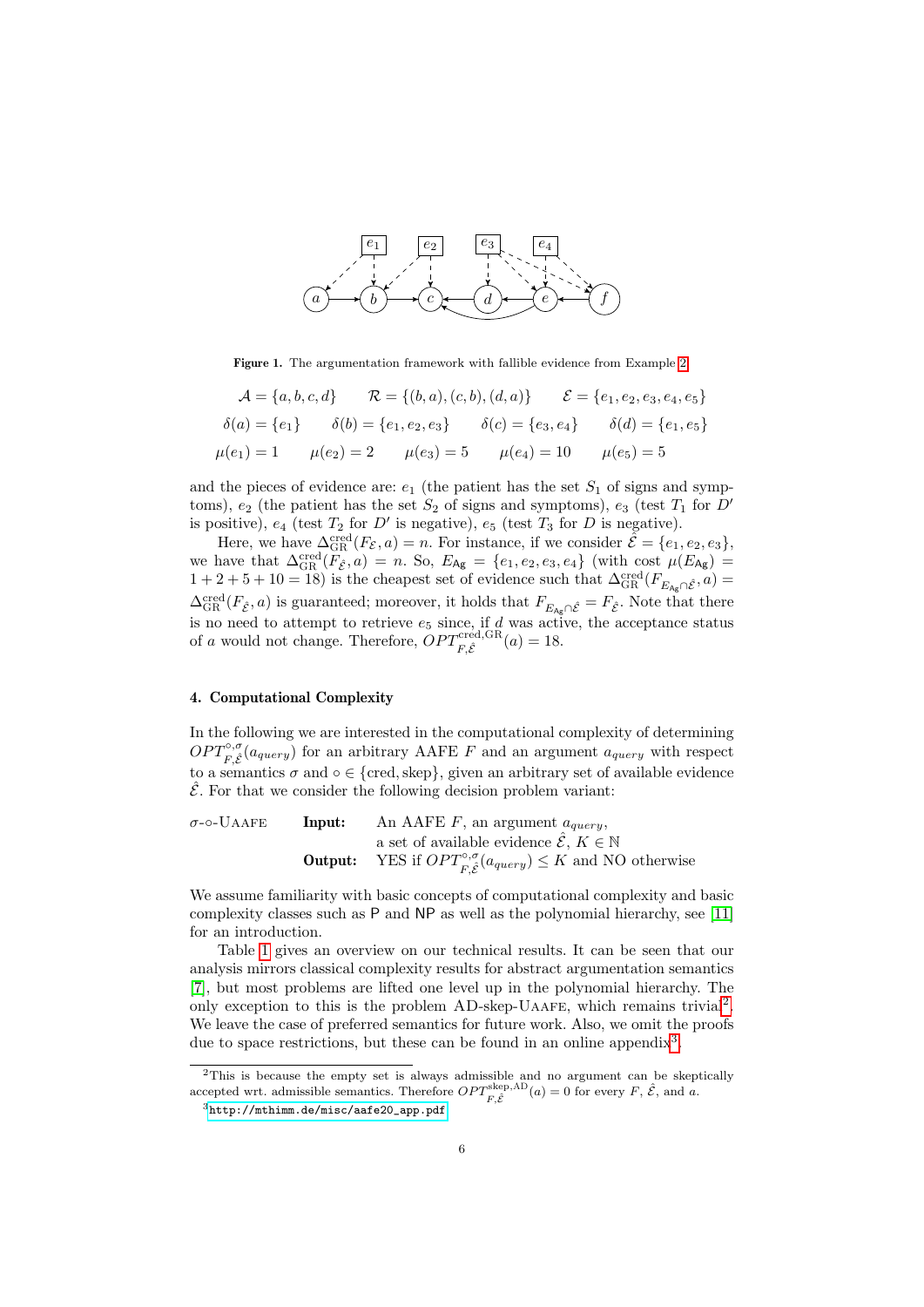e1 e2 e3 e4

a b c d e f

**Figure 1.** The argumentation framework with fallible evidence from Example 2

$$\mathcal{A} = \{a, b, c, d\} \qquad \mathcal{R} = \{(b, a), (c, b), (d, a)\} \qquad \mathcal{E} = \{e_1, e_2, e_3, e_4, e_5\}$$

$$\delta(a) = \{e_1\} \qquad \delta(b) = \{e_1, e_2, e_3\} \qquad \delta(c) = \{e_3, e_4\} \qquad \delta(d) = \{e_1, e_5\}$$

$$\mu(e_1) = 1 \qquad \mu(e_2) = 2 \qquad \mu(e_3) = 5 \qquad \mu(e_4) = 10 \qquad \mu(e_5) = 5$$

and the pieces of evidence are: $e_1$ (the patient has the set $S_1$ of signs and symptoms), $e_2$ (the patient has the set $S_2$ of signs and symptoms), $e_3$ (test $T_1$ for $D'$ is positive), $e_4$ (test $T_2$ for $D'$ is negative), $e_5$ (test $T_3$ for $D$ is negative).

Here, we have $\Delta^{\text{cred}}_{\text{GR}}(F_{\mathcal{E}}, a) = n$. For instance, if we consider $\hat{\mathcal{E}} = \{e_1, e_2, e_3\}$, we have that $\Delta^{\text{cred}}_{\text{GR}}(F_{\hat{\mathcal{E}}}, a) = n$. So, $E_{\mathsf{Ag}} = \{e_1, e_2, e_3, e_4\}$ (with cost $\mu(E_{\mathsf{Ag}}) = 1 + 2 + 5 + 10 = 18$) is the cheapest set of evidence such that $\Delta^{\text{cred}}_{\text{GR}}(F_{E_{\mathsf{Ag}} \cap \hat{\mathcal{E}}}, a) = \Delta^{\text{cred}}_{\text{GR}}(F_{\hat{\mathcal{E}}}, a)$ is guaranteed; moreover, it holds that $F_{E_{\mathsf{Ag}} \cap \hat{\mathcal{E}}} = F_{\hat{\mathcal{E}}}$. Note that there is no need to attempt to retrieve $e_5$ since, if $d$ was active, the acceptance status of $a$ would not change. Therefore, $OPT^{\text{cred},\text{GR}}_{F,\hat{\mathcal{E}}}(a) = 18$.

## 4. Computational Complexity

In the following we are interested in the computational complexity of determining $OPT^{\circ,\sigma}_{F,\hat{\mathcal{E}}}(a_{query})$ for an arbitrary AAFE $F$ and an argument $a_{query}$ with respect to a semantics $\sigma$ and $\circ \in \{\text{cred}, \text{skep}\}$, given an arbitrary set of available evidence $\hat{\mathcal{E}}$. For that we consider the following decision problem variant:

| | | |
|---|---|---|
| $\sigma$-$\circ$-UAAFE | **Input:** | An AAFE $F$, an argument $a_{query}$, a set of available evidence $\hat{\mathcal{E}}$, $K \in \mathbb{N}$ |
| | **Output:** | YES if $OPT^{\circ,\sigma}_{F,\hat{\mathcal{E}}}(a_{query}) \leq K$ and NO otherwise |

We assume familiarity with basic concepts of computational complexity and basic complexity classes such as P and NP as well as the polynomial hierarchy, see [11] for an introduction.

Table 1 gives an overview on our technical results. It can be seen that our analysis mirrors classical complexity results for abstract argumentation semantics [7], but most problems are lifted one level up in the polynomial hierarchy. The only exception to this is the problem AD-skep-UAAFE, which remains trivial[2]. We leave the case of preferred semantics for future work. Also, we omit the proofs due to space restrictions, but these can be found in an online appendix[3].

[2] This is because the empty set is always admissible and no argument can be skeptically accepted wrt. admissible semantics. Therefore $OPT^{\text{skep},\text{AD}}_{F,\hat{\mathcal{E}}}(a) = 0$ for every $F$, $\hat{\mathcal{E}}$, and $a$.

[3] http://mthimm.de/misc/aafe20_app.pdf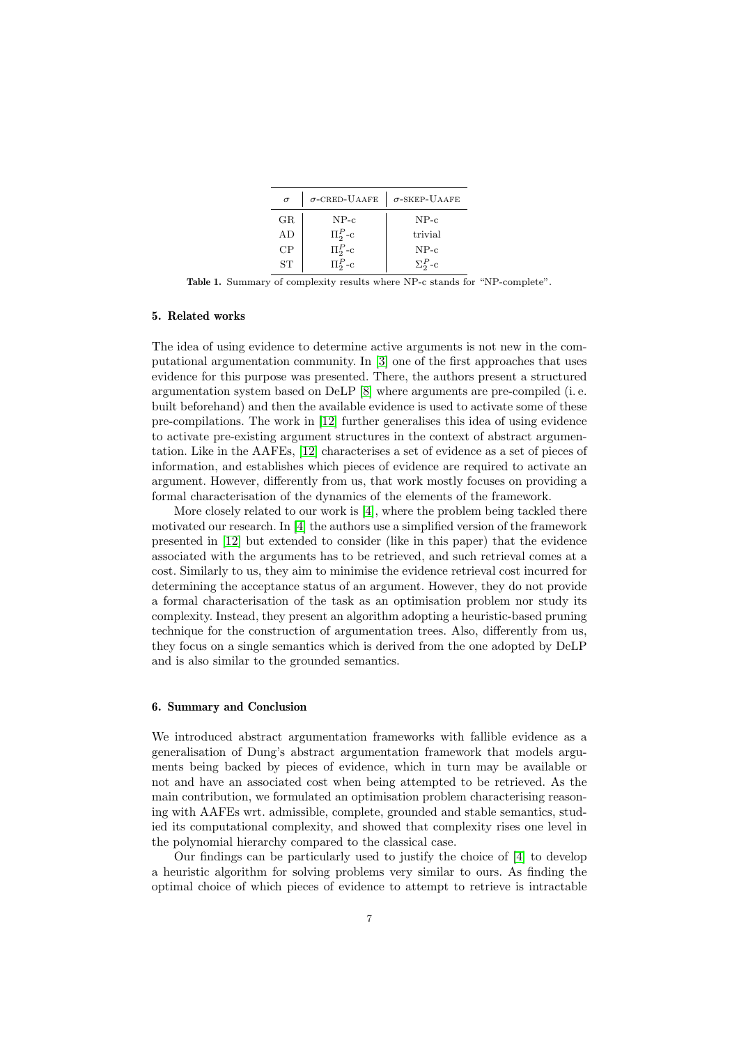| $\sigma$ | $\sigma$-CRED-UAAFE | $\sigma$-SKEP-UAAFE |
|---|---|---|
| GR | NP-c | NP-c |
| AD | $\Pi_2^P$-c | trivial |
| CP | $\Pi_2^P$-c | NP-c |
| ST | $\Pi_2^P$-c | $\Sigma_2^P$-c |

**Table 1.** Summary of complexity results where NP-c stands for "NP-complete".

## 5. Related works

The idea of using evidence to determine active arguments is not new in the computational argumentation community. In [3] one of the first approaches that uses evidence for this purpose was presented. There, the authors present a structured argumentation system based on DeLP [8] where arguments are pre-compiled (i. e. built beforehand) and then the available evidence is used to activate some of these pre-compilations. The work in [12] further generalises this idea of using evidence to activate pre-existing argument structures in the context of abstract argumentation. Like in the AAFEs, [12] characterises a set of evidence as a set of pieces of information, and establishes which pieces of evidence are required to activate an argument. However, differently from us, that work mostly focuses on providing a formal characterisation of the dynamics of the elements of the framework.

More closely related to our work is [4], where the problem being tackled there motivated our research. In [4] the authors use a simplified version of the framework presented in [12] but extended to consider (like in this paper) that the evidence associated with the arguments has to be retrieved, and such retrieval comes at a cost. Similarly to us, they aim to minimise the evidence retrieval cost incurred for determining the acceptance status of an argument. However, they do not provide a formal characterisation of the task as an optimisation problem nor study its complexity. Instead, they present an algorithm adopting a heuristic-based pruning technique for the construction of argumentation trees. Also, differently from us, they focus on a single semantics which is derived from the one adopted by DeLP and is also similar to the grounded semantics.

## 6. Summary and Conclusion

We introduced abstract argumentation frameworks with fallible evidence as a generalisation of Dung's abstract argumentation framework that models arguments being backed by pieces of evidence, which in turn may be available or not and have an associated cost when being attempted to be retrieved. As the main contribution, we formulated an optimisation problem characterising reasoning with AAFEs wrt. admissible, complete, grounded and stable semantics, studied its computational complexity, and showed that complexity rises one level in the polynomial hierarchy compared to the classical case.

Our findings can be particularly used to justify the choice of [4] to develop a heuristic algorithm for solving problems very similar to ours. As finding the optimal choice of which pieces of evidence to attempt to retrieve is intractable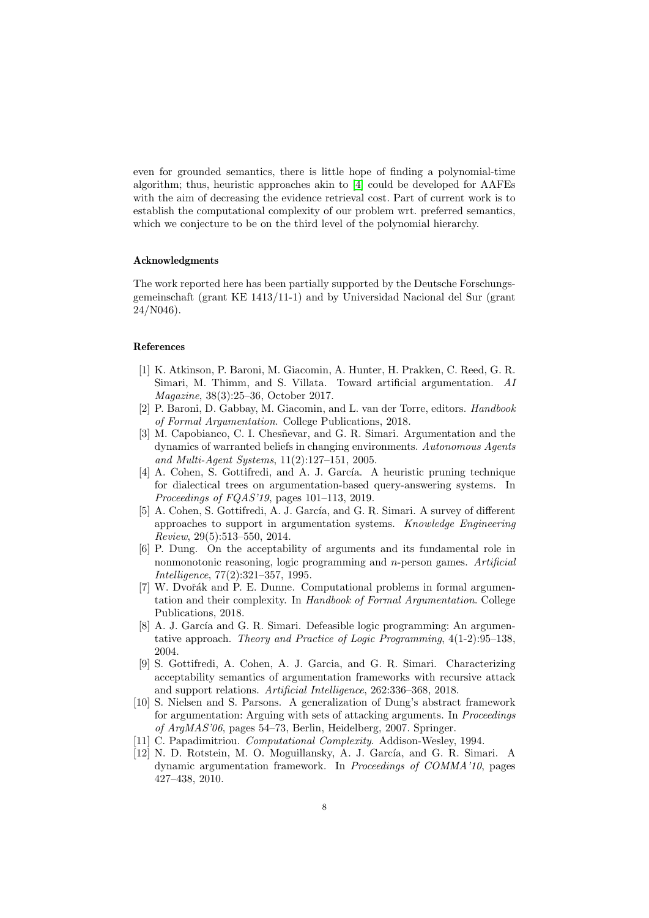even for grounded semantics, there is little hope of finding a polynomial-time algorithm; thus, heuristic approaches akin to [4] could be developed for AAFEs with the aim of decreasing the evidence retrieval cost. Part of current work is to establish the computational complexity of our problem wrt. preferred semantics, which we conjecture to be on the third level of the polynomial hierarchy.

### Acknowledgments

The work reported here has been partially supported by the Deutsche Forschungsgemeinschaft (grant KE 1413/11-1) and by Universidad Nacional del Sur (grant 24/N046).

### References

[1] K. Atkinson, P. Baroni, M. Giacomin, A. Hunter, H. Prakken, C. Reed, G. R. Simari, M. Thimm, and S. Villata. Toward artificial argumentation. *AI Magazine*, 38(3):25–36, October 2017.

[2] P. Baroni, D. Gabbay, M. Giacomin, and L. van der Torre, editors. *Handbook of Formal Argumentation*. College Publications, 2018.

[3] M. Capobianco, C. I. Chesñevar, and G. R. Simari. Argumentation and the dynamics of warranted beliefs in changing environments. *Autonomous Agents and Multi-Agent Systems*, 11(2):127–151, 2005.

[4] A. Cohen, S. Gottifredi, and A. J. García. A heuristic pruning technique for dialectical trees on argumentation-based query-answering systems. In *Proceedings of FQAS'19*, pages 101–113, 2019.

[5] A. Cohen, S. Gottifredi, A. J. García, and G. R. Simari. A survey of different approaches to support in argumentation systems. *Knowledge Engineering Review*, 29(5):513–550, 2014.

[6] P. Dung. On the acceptability of arguments and its fundamental role in nonmonotonic reasoning, logic programming and $n$-person games. *Artificial Intelligence*, 77(2):321–357, 1995.

[7] W. Dvořák and P. E. Dunne. Computational problems in formal argumentation and their complexity. In *Handbook of Formal Argumentation*. College Publications, 2018.

[8] A. J. García and G. R. Simari. Defeasible logic programming: An argumentative approach. *Theory and Practice of Logic Programming*, 4(1-2):95–138, 2004.

[9] S. Gottifredi, A. Cohen, A. J. Garcia, and G. R. Simari. Characterizing acceptability semantics of argumentation frameworks with recursive attack and support relations. *Artificial Intelligence*, 262:336–368, 2018.

[10] S. Nielsen and S. Parsons. A generalization of Dung's abstract framework for argumentation: Arguing with sets of attacking arguments. In *Proceedings of ArgMAS'06*, pages 54–73, Berlin, Heidelberg, 2007. Springer.

[11] C. Papadimitriou. *Computational Complexity*. Addison-Wesley, 1994.

[12] N. D. Rotstein, M. O. Moguillansky, A. J. García, and G. R. Simari. A dynamic argumentation framework. In *Proceedings of COMMA'10*, pages 427–438, 2010.